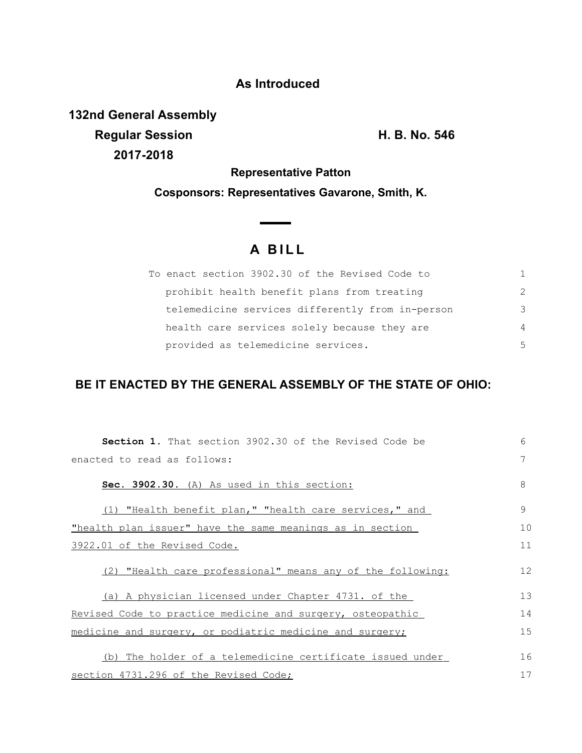**As Introduced**

**132nd General Assembly**
**Regular Session**
**2017-2018**

**H. B. No. 546**

**Representative Patton**

**Cosponsors: Representatives Gavarone, Smith, K.**

# A BILL

To enact section 3902.30 of the Revised Code to prohibit health benefit plans from treating telemedicine services differently from in-person health care services solely because they are provided as telemedicine services.

**BE IT ENACTED BY THE GENERAL ASSEMBLY OF THE STATE OF OHIO:**

**Section 1.** That section 3902.30 of the Revised Code be enacted to read as follows:

**Sec. 3902.30.** (A) As used in this section:

(1) "Health benefit plan," "health care services," and "health plan issuer" have the same meanings as in section 3922.01 of the Revised Code.

(2) "Health care professional" means any of the following:

(a) A physician licensed under Chapter 4731. of the Revised Code to practice medicine and surgery, osteopathic medicine and surgery, or podiatric medicine and surgery;

(b) The holder of a telemedicine certificate issued under section 4731.296 of the Revised Code;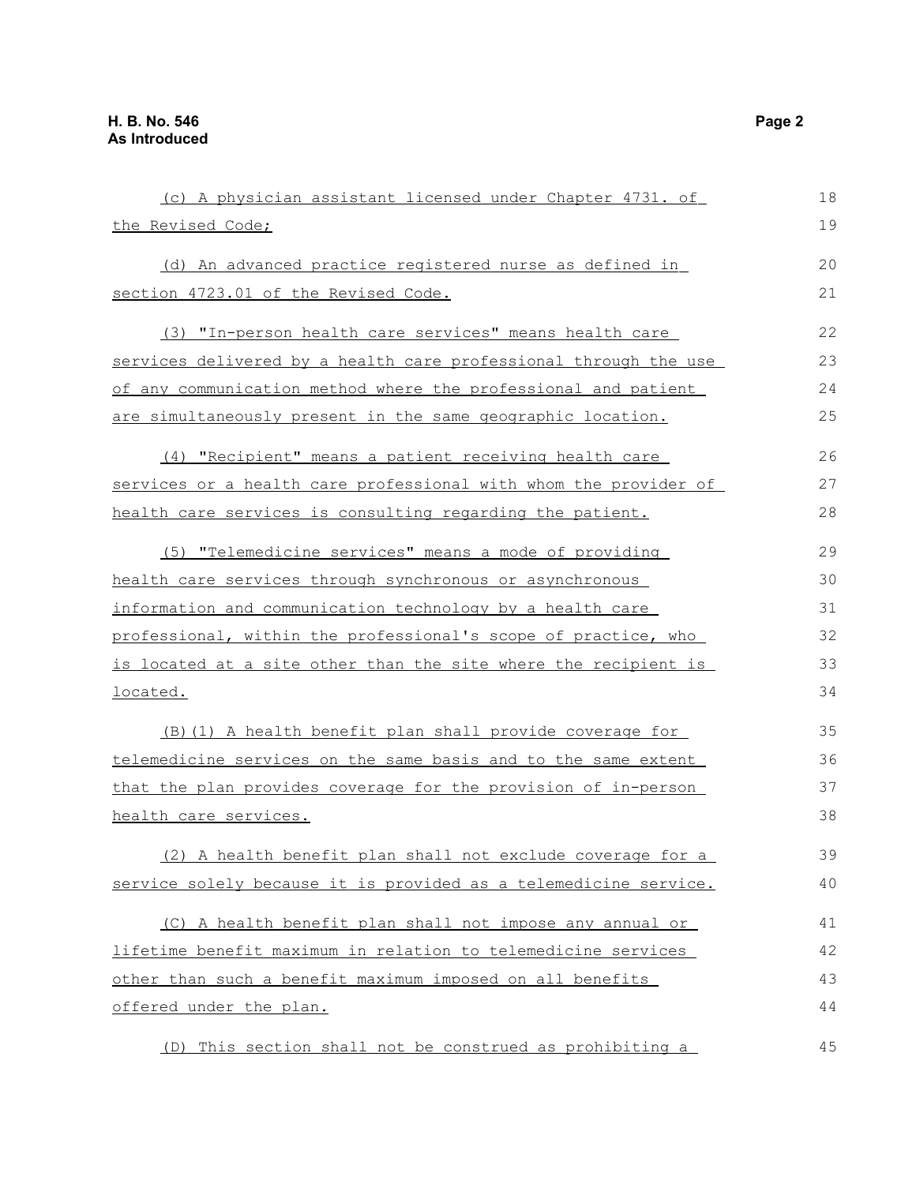(c) A physician assistant licensed under Chapter 4731. of the Revised Code;

(d) An advanced practice registered nurse as defined in section 4723.01 of the Revised Code.

(3) "In-person health care services" means health care services delivered by a health care professional through the use of any communication method where the professional and patient are simultaneously present in the same geographic location.

(4) "Recipient" means a patient receiving health care services or a health care professional with whom the provider of health care services is consulting regarding the patient.

(5) "Telemedicine services" means a mode of providing health care services through synchronous or asynchronous information and communication technology by a health care professional, within the professional's scope of practice, who is located at a site other than the site where the recipient is located.

(B)(1) A health benefit plan shall provide coverage for telemedicine services on the same basis and to the same extent that the plan provides coverage for the provision of in-person health care services.

(2) A health benefit plan shall not exclude coverage for a service solely because it is provided as a telemedicine service.

(C) A health benefit plan shall not impose any annual or lifetime benefit maximum in relation to telemedicine services other than such a benefit maximum imposed on all benefits offered under the plan.

(D) This section shall not be construed as prohibiting a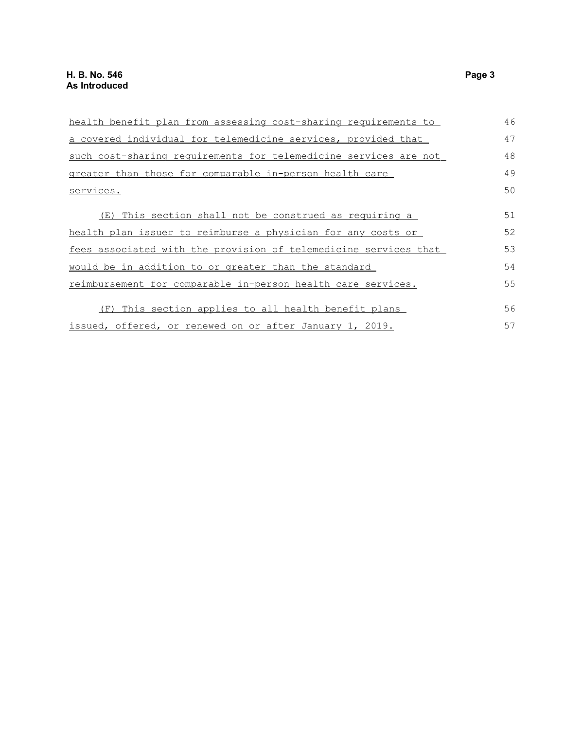health benefit plan from assessing cost-sharing requirements to a covered individual for telemedicine services, provided that such cost-sharing requirements for telemedicine services are not greater than those for comparable in-person health care services.

(E) This section shall not be construed as requiring a health plan issuer to reimburse a physician for any costs or fees associated with the provision of telemedicine services that would be in addition to or greater than the standard reimbursement for comparable in-person health care services.

(F) This section applies to all health benefit plans issued, offered, or renewed on or after January 1, 2019.